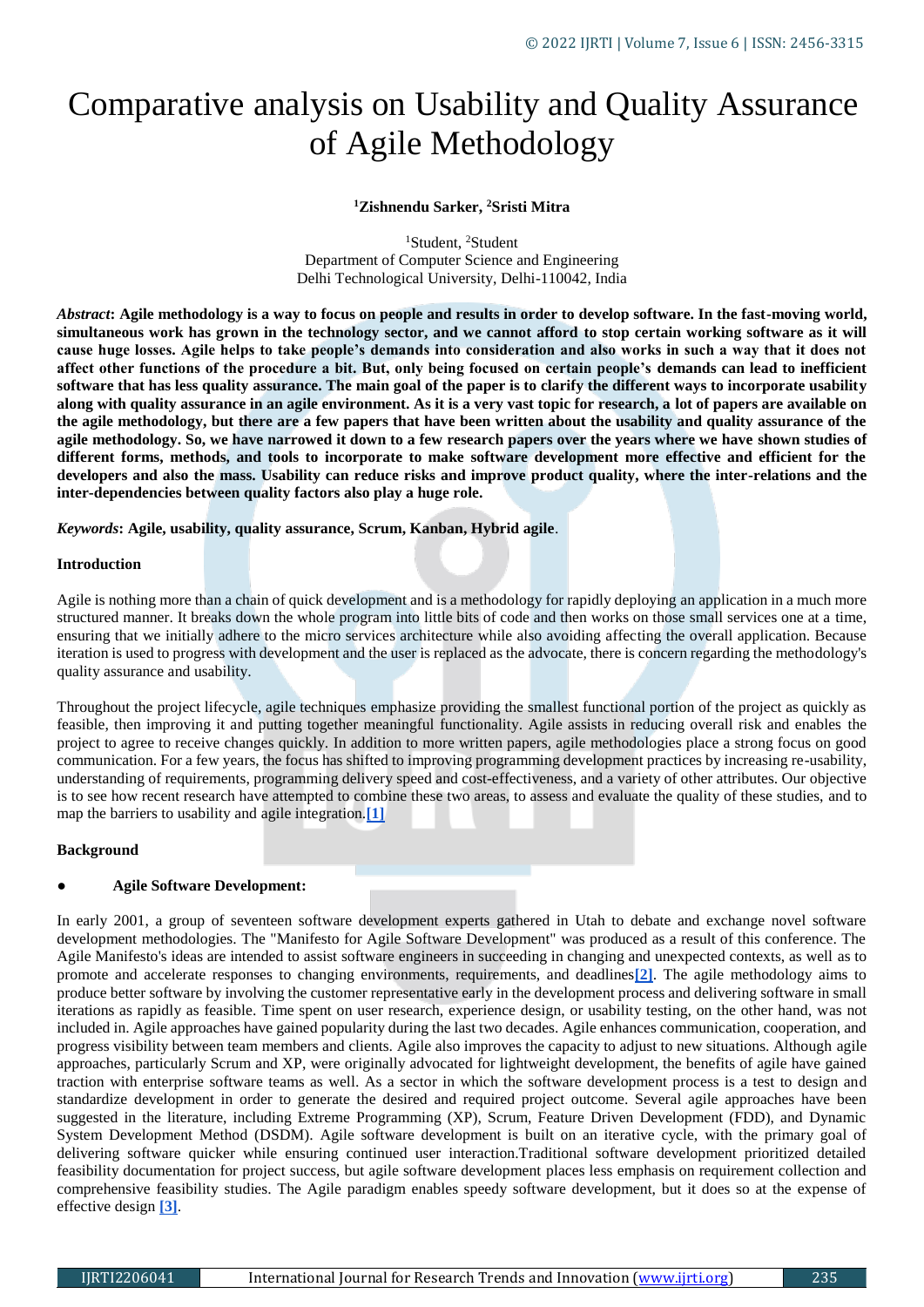# Comparative analysis on Usability and Quality Assurance of Agile Methodology

**[1]Zishnendu Sarker, [2]Sristi Mitra**

[1]Student, [2]Student
Department of Computer Science and Engineering
Delhi Technological University, Delhi-110042, India

***Abstract*: Agile methodology is a way to focus on people and results in order to develop software. In the fast-moving world, simultaneous work has grown in the technology sector, and we cannot afford to stop certain working software as it will cause huge losses. Agile helps to take people's demands into consideration and also works in such a way that it does not affect other functions of the procedure a bit. But, only being focused on certain people's demands can lead to inefficient software that has less quality assurance. The main goal of the paper is to clarify the different ways to incorporate usability along with quality assurance in an agile environment. As it is a very vast topic for research, a lot of papers are available on the agile methodology, but there are a few papers that have been written about the usability and quality assurance of the agile methodology. So, we have narrowed it down to a few research papers over the years where we have shown studies of different forms, methods, and tools to incorporate to make software development more effective and efficient for the developers and also the mass. Usability can reduce risks and improve product quality, where the inter-relations and the inter-dependencies between quality factors also play a huge role.**

***Keywords*: Agile, usability, quality assurance, Scrum, Kanban, Hybrid agile**.

## Introduction

Agile is nothing more than a chain of quick development and is a methodology for rapidly deploying an application in a much more structured manner. It breaks down the whole program into little bits of code and then works on those small services one at a time, ensuring that we initially adhere to the micro services architecture while also avoiding affecting the overall application. Because iteration is used to progress with development and the user is replaced as the advocate, there is concern regarding the methodology's quality assurance and usability.

Throughout the project lifecycle, agile techniques emphasize providing the smallest functional portion of the project as quickly as feasible, then improving it and putting together meaningful functionality. Agile assists in reducing overall risk and enables the project to agree to receive changes quickly. In addition to more written papers, agile methodologies place a strong focus on good communication. For a few years, the focus has shifted to improving programming development practices by increasing re-usability, understanding of requirements, programming delivery speed and cost-effectiveness, and a variety of other attributes. Our objective is to see how recent research have attempted to combine these two areas, to assess and evaluate the quality of these studies, and to map the barriers to usability and agile integration.[1]

## Background

- **Agile Software Development:**

In early 2001, a group of seventeen software development experts gathered in Utah to debate and exchange novel software development methodologies. The "Manifesto for Agile Software Development" was produced as a result of this conference. The Agile Manifesto's ideas are intended to assist software engineers in succeeding in changing and unexpected contexts, as well as to promote and accelerate responses to changing environments, requirements, and deadlines[2]. The agile methodology aims to produce better software by involving the customer representative early in the development process and delivering software in small iterations as rapidly as feasible. Time spent on user research, experience design, or usability testing, on the other hand, was not included in. Agile approaches have gained popularity during the last two decades. Agile enhances communication, cooperation, and progress visibility between team members and clients. Agile also improves the capacity to adjust to new situations. Although agile approaches, particularly Scrum and XP, were originally advocated for lightweight development, the benefits of agile have gained traction with enterprise software teams as well. As a sector in which the software development process is a test to design and standardize development in order to generate the desired and required project outcome. Several agile approaches have been suggested in the literature, including Extreme Programming (XP), Scrum, Feature Driven Development (FDD), and Dynamic System Development Method (DSDM). Agile software development is built on an iterative cycle, with the primary goal of delivering software quicker while ensuring continued user interaction.Traditional software development prioritized detailed feasibility documentation for project success, but agile software development places less emphasis on requirement collection and comprehensive feasibility studies. The Agile paradigm enables speedy software development, but it does so at the expense of effective design [3].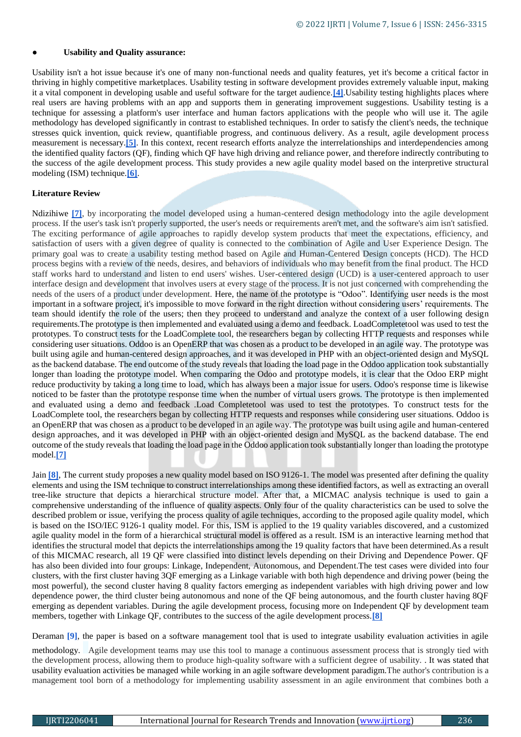- **Usability and Quality assurance:**

Usability isn't a hot issue because it's one of many non-functional needs and quality features, yet it's become a critical factor in thriving in highly competitive marketplaces. Usability testing in software development provides extremely valuable input, making it a vital component in developing usable and useful software for the target audience.[4].Usability testing highlights places where real users are having problems with an app and supports them in generating improvement suggestions. Usability testing is a technique for assessing a platform's user interface and human factors applications with the people who will use it. The agile methodology has developed significantly in contrast to established techniques. In order to satisfy the client's needs, the technique stresses quick invention, quick review, quantifiable progress, and continuous delivery. As a result, agile development process measurement is necessary.[5]. In this context, recent research efforts analyze the interrelationships and interdependencies among the identified quality factors (QF), finding which QF have high driving and reliance power, and therefore indirectly contributing to the success of the agile development process. This study provides a new agile quality model based on the interpretive structural modeling (ISM) technique.[6].

**Literature Review**

Ndizihiwe [7], by incorporating the model developed using a human-centered design methodology into the agile development process. If the user's task isn't properly supported, the user's needs or requirements aren't met, and the software's aim isn't satisfied. The exciting performance of agile approaches to rapidly develop system products that meet the expectations, efficiency, and satisfaction of users with a given degree of quality is connected to the combination of Agile and User Experience Design. The primary goal was to create a usability testing method based on Agile and Human-Centered Design concepts (HCD). The HCD process begins with a review of the needs, desires, and behaviors of individuals who may benefit from the final product. The HCD staff works hard to understand and listen to end users' wishes. User-centered design (UCD) is a user-centered approach to user interface design and development that involves users at every stage of the process. It is not just concerned with comprehending the needs of the users of a product under development. Here, the name of the prototype is "Odoo". Identifying user needs is the most important in a software project, it's impossible to move forward in the right direction without considering users' requirements. The team should identify the role of the users; then they proceed to understand and analyze the context of a user following design requirements.The prototype is then implemented and evaluated using a demo and feedback. LoadCompletetool was used to test the prototypes. To construct tests for the LoadComplete tool, the researchers began by collecting HTTP requests and responses while considering user situations. Oddoo is an OpenERP that was chosen as a product to be developed in an agile way. The prototype was built using agile and human-centered design approaches, and it was developed in PHP with an object-oriented design and MySQL as the backend database. The end outcome of the study reveals that loading the load page in the Oddoo application took substantially longer than loading the prototype model. When comparing the Odoo and prototype models, it is clear that the Odoo ERP might reduce productivity by taking a long time to load, which has always been a major issue for users. Odo's response time is likewise noticed to be faster than the prototype response time when the number of virtual users grows. The prototype is then implemented and evaluated using a demo and feedback .Load Completetool was used to test the prototypes. To construct tests for the LoadComplete tool, the researchers began by collecting HTTP requests and responses while considering user situations. Oddoo is an OpenERP that was chosen as a product to be developed in an agile way. The prototype was built using agile and human-centered design approaches, and it was developed in PHP with an object-oriented design and MySQL as the backend database. The end outcome of the study reveals that loading the load page in the Oddoo application took substantially longer than loading the prototype model.[7]

Jain [8], The current study proposes a new quality model based on ISO 9126-1. The model was presented after defining the quality elements and using the ISM technique to construct interrelationships among these identified factors, as well as extracting an overall tree-like structure that depicts a hierarchical structure model. After that, a MICMAC analysis technique is used to gain a comprehensive understanding of the influence of quality aspects. Only four of the quality characteristics can be used to solve the described problem or issue, verifying the process quality of agile techniques, according to the proposed agile quality model, which is based on the ISO/IEC 9126-1 quality model. For this, ISM is applied to the 19 quality variables discovered, and a customized agile quality model in the form of a hierarchical structural model is offered as a result. ISM is an interactive learning method that identifies the structural model that depicts the interrelationships among the 19 quality factors that have been determined.As a result of this MICMAC research, all 19 QF were classified into distinct levels depending on their Driving and Dependence Power. QF has also been divided into four groups: Linkage, Independent, Autonomous, and Dependent.The test cases were divided into four clusters, with the first cluster having 3QF emerging as a Linkage variable with both high dependence and driving power (being the most powerful), the second cluster having 8 quality factors emerging as independent variables with high driving power and low dependence power, the third cluster being autonomous and none of the QF being autonomous, and the fourth cluster having 8QF emerging as dependent variables. During the agile development process, focusing more on Independent QF by development team members, together with Linkage QF, contributes to the success of the agile development process.[8]

Deraman [9], the paper is based on a software management tool that is used to integrate usability evaluation activities in agile methodology. Agile development teams may use this tool to manage a continuous assessment process that is strongly tied with the development process, allowing them to produce high-quality software with a sufficient degree of usability. . It was stated that usability evaluation activities be managed while working in an agile software development paradigm.The author's contribution is a management tool born of a methodology for implementing usability assessment in an agile environment that combines both a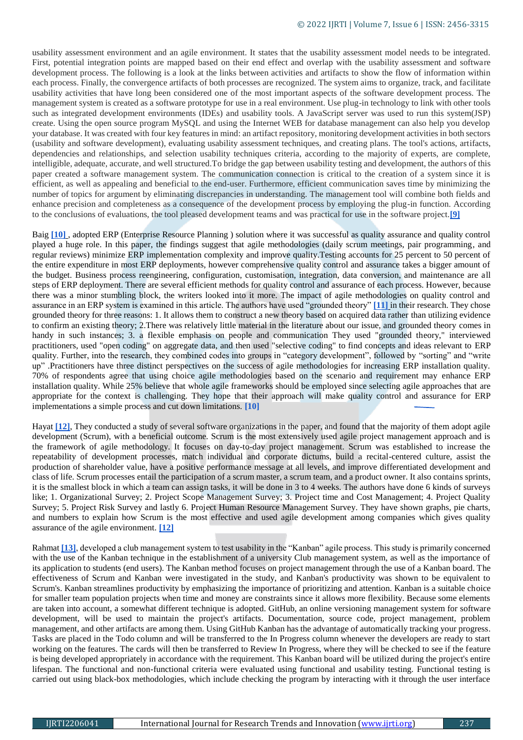usability assessment environment and an agile environment. It states that the usability assessment model needs to be integrated. First, potential integration points are mapped based on their end effect and overlap with the usability assessment and software development process. The following is a look at the links between activities and artifacts to show the flow of information within each process. Finally, the convergence artifacts of both processes are recognized. The system aims to organize, track, and facilitate usability activities that have long been considered one of the most important aspects of the software development process. The management system is created as a software prototype for use in a real environment. Use plug-in technology to link with other tools such as integrated development environments (IDEs) and usability tools. A JavaScript server was used to run this system(JSP) create. Using the open source program MySQL and using the Internet WEB for database management can also help you develop your database. It was created with four key features in mind: an artifact repository, monitoring development activities in both sectors (usability and software development), evaluating usability assessment techniques, and creating plans. The tool's actions, artifacts, dependencies and relationships, and selection usability techniques criteria, according to the majority of experts, are complete, intelligible, adequate, accurate, and well structured.To bridge the gap between usability testing and development, the authors of this paper created a software management system. The communication connection is critical to the creation of a system since it is efficient, as well as appealing and beneficial to the end-user. Furthermore, efficient communication saves time by minimizing the number of topics for argument by eliminating discrepancies in understanding. The management tool will combine both fields and enhance precision and completeness as a consequence of the development process by employing the plug-in function. According to the conclusions of evaluations, the tool pleased development teams and was practical for use in the software project.[9]

Baig [10] , adopted ERP (Enterprise Resource Planning ) solution where it was successful as quality assurance and quality control played a huge role. In this paper, the findings suggest that agile methodologies (daily scrum meetings, pair programming, and regular reviews) minimize ERP implementation complexity and improve quality.Testing accounts for 25 percent to 50 percent of the entire expenditure in most ERP deployments, however comprehensive quality control and assurance takes a bigger amount of the budget. Business process reengineering, configuration, customisation, integration, data conversion, and maintenance are all steps of ERP deployment. There are several efficient methods for quality control and assurance of each process. However, because there was a minor stumbling block, the writers looked into it more. The impact of agile methodologies on quality control and assurance in an ERP system is examined in this article. The authors have used "grounded theory" [11] in their research. They chose grounded theory for three reasons: 1. It allows them to construct a new theory based on acquired data rather than utilizing evidence to confirm an existing theory; 2.There was relatively little material in the literature about our issue, and grounded theory comes in handy in such instances; 3. a flexible emphasis on people and communication They used "grounded theory," interviewed practitioners, used "open coding" on aggregate data, and then used "selective coding" to find concepts and ideas relevant to ERP quality. Further, into the research, they combined codes into groups in "category development", followed by "sorting" and "write up" .Practitioners have three distinct perspectives on the success of agile methodologies for increasing ERP installation quality. 70% of respondents agree that using choice agile methodologies based on the scenario and requirement may enhance ERP installation quality. While 25% believe that whole agile frameworks should be employed since selecting agile approaches that are appropriate for the context is challenging. They hope that their approach will make quality control and assurance for ERP implementations a simple process and cut down limitations. [10]

Hayat [12], They conducted a study of several software organizations in the paper, and found that the majority of them adopt agile development (Scrum), with a beneficial outcome. Scrum is the most extensively used agile project management approach and is the framework of agile methodology. It focuses on day-to-day project management. Scrum was established to increase the repeatability of development processes, match individual and corporate dictums, build a recital-centered culture, assist the production of shareholder value, have a positive performance message at all levels, and improve differentiated development and class of life. Scrum processes entail the participation of a scrum master, a scrum team, and a product owner. It also contains sprints, it is the smallest block in which a team can assign tasks, it will be done in 3 to 4 weeks. The authors have done 6 kinds of surveys like; 1. Organizational Survey; 2. Project Scope Management Survey; 3. Project time and Cost Management; 4. Project Quality Survey; 5. Project Risk Survey and lastly 6. Project Human Resource Management Survey. They have shown graphs, pie charts, and numbers to explain how Scrum is the most effective and used agile development among companies which gives quality assurance of the agile environment. [12]

Rahmat [13], developed a club management system to test usability in the "Kanban" agile process. This study is primarily concerned with the use of the Kanban technique in the establishment of a university Club management system, as well as the importance of its application to students (end users). The Kanban method focuses on project management through the use of a Kanban board. The effectiveness of Scrum and Kanban were investigated in the study, and Kanban's productivity was shown to be equivalent to Scrum's. Kanban streamlines productivity by emphasizing the importance of prioritizing and attention. Kanban is a suitable choice for smaller team population projects when time and money are constraints since it allows more flexibility. Because some elements are taken into account, a somewhat different technique is adopted. GitHub, an online versioning management system for software development, will be used to maintain the project's artifacts. Documentation, source code, project management, problem management, and other artifacts are among them. Using GitHub Kanban has the advantage of automatically tracking your progress. Tasks are placed in the Todo column and will be transferred to the In Progress column whenever the developers are ready to start working on the features. The cards will then be transferred to Review In Progress, where they will be checked to see if the feature is being developed appropriately in accordance with the requirement. This Kanban board will be utilized during the project's entire lifespan. The functional and non-functional criteria were evaluated using functional and usability testing. Functional testing is carried out using black-box methodologies, which include checking the program by interacting with it through the user interface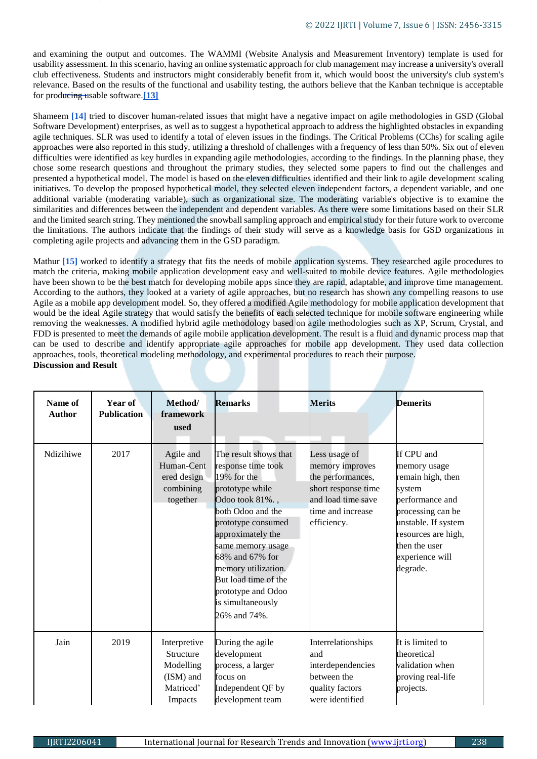and examining the output and outcomes. The WAMMI (Website Analysis and Measurement Inventory) template is used for usability assessment. In this scenario, having an online systematic approach for club management may increase a university's overall club effectiveness. Students and instructors might considerably benefit from it, which would boost the university's club system's relevance. Based on the results of the functional and usability testing, the authors believe that the Kanban technique is acceptable for producing usable software.[13]

Shameem [14] tried to discover human-related issues that might have a negative impact on agile methodologies in GSD (Global Software Development) enterprises, as well as to suggest a hypothetical approach to address the highlighted obstacles in expanding agile techniques. SLR was used to identify a total of eleven issues in the findings. The Critical Problems (CChs) for scaling agile approaches were also reported in this study, utilizing a threshold of challenges with a frequency of less than 50%. Six out of eleven difficulties were identified as key hurdles in expanding agile methodologies, according to the findings. In the planning phase, they chose some research questions and throughout the primary studies, they selected some papers to find out the challenges and presented a hypothetical model. The model is based on the eleven difficulties identified and their link to agile development scaling initiatives. To develop the proposed hypothetical model, they selected eleven independent factors, a dependent variable, and one additional variable (moderating variable), such as organizational size. The moderating variable's objective is to examine the similarities and differences between the independent and dependent variables. As there were some limitations based on their SLR and the limited search string. They mentioned the snowball sampling approach and empirical study for their future work to overcome the limitations. The authors indicate that the findings of their study will serve as a knowledge basis for GSD organizations in completing agile projects and advancing them in the GSD paradigm.

Mathur [15] worked to identify a strategy that fits the needs of mobile application systems. They researched agile procedures to match the criteria, making mobile application development easy and well-suited to mobile device features. Agile methodologies have been shown to be the best match for developing mobile apps since they are rapid, adaptable, and improve time management. According to the authors, they looked at a variety of agile approaches, but no research has shown any compelling reasons to use Agile as a mobile app development model. So, they offered a modified Agile methodology for mobile application development that would be the ideal Agile strategy that would satisfy the benefits of each selected technique for mobile software engineering while removing the weaknesses. A modified hybrid agile methodology based on agile methodologies such as XP, Scrum, Crystal, and FDD is presented to meet the demands of agile mobile application development. The result is a fluid and dynamic process map that can be used to describe and identify appropriate agile approaches for mobile app development. They used data collection approaches, tools, theoretical modeling methodology, and experimental procedures to reach their purpose.

**Discussion and Result**

| Name of Author | Year of Publication | Method/ framework used | Remarks | Merits | Demerits |
|---|---|---|---|---|---|
| Ndizihiwe | 2017 | Agile and Human-Centered design combining together | The result shows that response time took 19% for the prototype while Odoo took 81%. , both Odoo and the prototype consumed approximately the same memory usage 68% and 67% for memory utilization. But load time of the prototype and Odoo is simultaneously 26% and 74%. | Less usage of memory improves the performances, short response time and load time save time and increase efficiency. | If CPU and memory usage remain high, then system performance and processing can be unstable. If system resources are high, then the user experience will degrade. |
| Jain | 2019 | Interpretive Structure Modelling (ISM) and Matriced' Impacts | During the agile development process, a larger focus on Independent QF by development team | Interrelationships and interdependencies between the quality factors were identified | It is limited to theoretical validation when proving real-life projects. |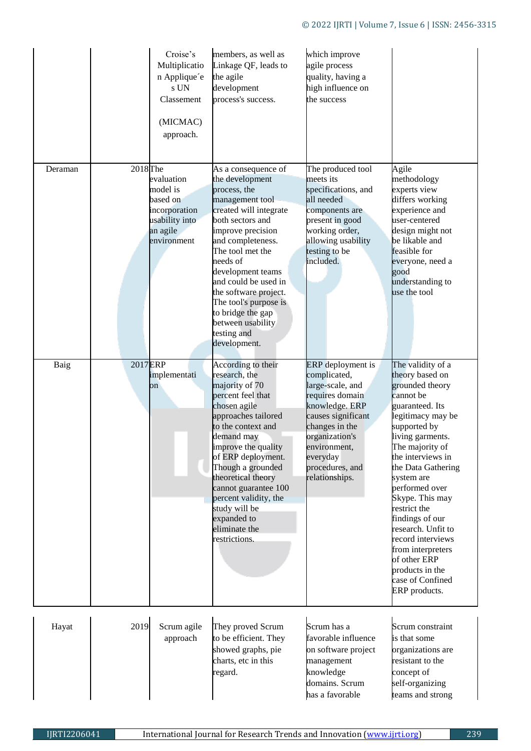| | | | | | |
|---|---|---|---|---|---|
| | | Croise's Multiplication Applique´e s UN Classement (MICMAC) approach. | members, as well as Linkage QF, leads to the agile development process's success. | which improve agile process quality, having a high influence on the success | |
| Deraman | 2018 | The evaluation model is based on incorporation usability into an agile environment | As a consequence of the development process, the management tool created will integrate both sectors and improve precision and completeness. The tool met the needs of development teams and could be used in the software project. The tool's purpose is to bridge the gap between usability testing and development. | The produced tool meets its specifications, and all needed components are present in good working order, allowing usability testing to be included. | Agile methodology experts view differs working experience and user-centered design might not be likable and feasible for everyone, need a good understanding to use the tool |
| Baig | 2017 | ERP implementation | According to their research, the majority of 70 percent feel that chosen agile approaches tailored to the context and demand may improve the quality of ERP deployment. Though a grounded theoretical theory cannot guarantee 100 percent validity, the study will be expanded to eliminate the restrictions. | ERP deployment is complicated, large-scale, and requires domain knowledge. ERP causes significant changes in the organization's environment, everyday procedures, and relationships. | The validity of a theory based on grounded theory cannot be guaranteed. Its legitimacy may be supported by living garments. The majority of the interviews in the Data Gathering system are performed over Skype. This may restrict the findings of our research. Unfit to record interviews from interpreters of other ERP products in the case of Confined ERP products. |
| Hayat | 2019 | Scrum agile approach | They proved Scrum to be efficient. They showed graphs, pie charts, etc in this regard. | Scrum has a favorable influence on software project management knowledge domains. Scrum has a favorable | Scrum constraint is that some organizations are resistant to the concept of self-organizing teams and strong |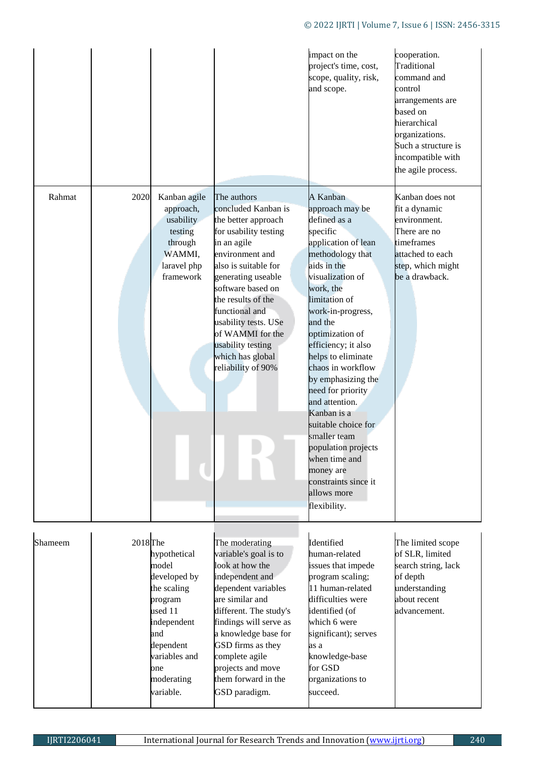| | | | | | |
|---|---|---|---|---|---|
| | | | | impact on the project's time, cost, scope, quality, risk, and scope. | cooperation. Traditional command and control arrangements are based on hierarchical organizations. Such a structure is incompatible with the agile process. |
| Rahmat | 2020 | Kanban agile approach, usability testing through WAMMI, laravel php framework | The authors concluded Kanban is the better approach for usability testing in an agile environment and also is suitable for generating useable software based on the results of the functional and usability tests. USe of WAMMI for the usability testing which has global reliability of 90% | A Kanban approach may be defined as a specific application of lean methodology that aids in the visualization of work, the limitation of work-in-progress, and the optimization of efficiency; it also helps to eliminate chaos in workflow by emphasizing the need for priority and attention. Kanban is a suitable choice for smaller team population projects when time and money are constraints since it allows more flexibility. | Kanban does not fit a dynamic environment. There are no timeframes attached to each step, which might be a drawback. |
| Shameem | 2018 | The hypothetical model developed by the scaling program used 11 independent and dependent variables and one moderating variable. | The moderating variable's goal is to look at how the independent and dependent variables are similar and different. The study's findings will serve as a knowledge base for GSD firms as they complete agile projects and move them forward in the GSD paradigm. | Identified human-related issues that impede program scaling; 11 human-related difficulties were identified (of which 6 were significant); serves as a knowledge-base for GSD organizations to succeed. | The limited scope of SLR, limited search string, lack of depth understanding about recent advancement. |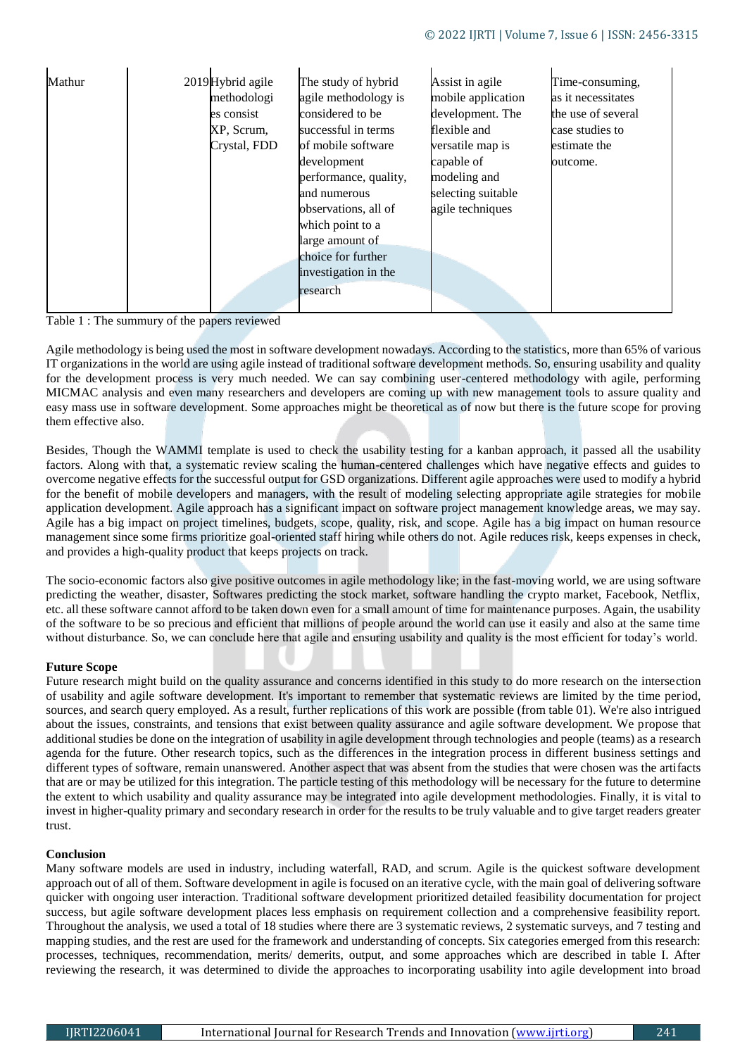| Mathur | 2019 | Hybrid agile methodologies consist XP, Scrum, Crystal, FDD | The study of hybrid agile methodology is considered to be successful in terms of mobile software development performance, quality, and numerous observations, all of which point to a large amount of choice for further investigation in the research | Assist in agile mobile application development. The flexible and versatile map is capable of modeling and selecting suitable agile techniques | Time-consuming, as it necessitates the use of several case studies to estimate the outcome. |
|---|---|---|---|---|---|

Table 1 : The summury of the papers reviewed

Agile methodology is being used the most in software development nowadays. According to the statistics, more than 65% of various IT organizations in the world are using agile instead of traditional software development methods. So, ensuring usability and quality for the development process is very much needed. We can say combining user-centered methodology with agile, performing MICMAC analysis and even many researchers and developers are coming up with new management tools to assure quality and easy mass use in software development. Some approaches might be theoretical as of now but there is the future scope for proving them effective also.

Besides, Though the WAMMI template is used to check the usability testing for a kanban approach, it passed all the usability factors. Along with that, a systematic review scaling the human-centered challenges which have negative effects and guides to overcome negative effects for the successful output for GSD organizations. Different agile approaches were used to modify a hybrid for the benefit of mobile developers and managers, with the result of modeling selecting appropriate agile strategies for mobile application development. Agile approach has a significant impact on software project management knowledge areas, we may say. Agile has a big impact on project timelines, budgets, scope, quality, risk, and scope. Agile has a big impact on human resource management since some firms prioritize goal-oriented staff hiring while others do not. Agile reduces risk, keeps expenses in check, and provides a high-quality product that keeps projects on track.

The socio-economic factors also give positive outcomes in agile methodology like; in the fast-moving world, we are using software predicting the weather, disaster, Softwares predicting the stock market, software handling the crypto market, Facebook, Netflix, etc. all these software cannot afford to be taken down even for a small amount of time for maintenance purposes. Again, the usability of the software to be so precious and efficient that millions of people around the world can use it easily and also at the same time without disturbance. So, we can conclude here that agile and ensuring usability and quality is the most efficient for today's world.

**Future Scope**

Future research might build on the quality assurance and concerns identified in this study to do more research on the intersection of usability and agile software development. It's important to remember that systematic reviews are limited by the time period, sources, and search query employed. As a result, further replications of this work are possible (from table 01). We're also intrigued about the issues, constraints, and tensions that exist between quality assurance and agile software development. We propose that additional studies be done on the integration of usability in agile development through technologies and people (teams) as a research agenda for the future. Other research topics, such as the differences in the integration process in different business settings and different types of software, remain unanswered. Another aspect that was absent from the studies that were chosen was the artifacts that are or may be utilized for this integration. The particle testing of this methodology will be necessary for the future to determine the extent to which usability and quality assurance may be integrated into agile development methodologies. Finally, it is vital to invest in higher-quality primary and secondary research in order for the results to be truly valuable and to give target readers greater trust.

**Conclusion**

Many software models are used in industry, including waterfall, RAD, and scrum. Agile is the quickest software development approach out of all of them. Software development in agile is focused on an iterative cycle, with the main goal of delivering software quicker with ongoing user interaction. Traditional software development prioritized detailed feasibility documentation for project success, but agile software development places less emphasis on requirement collection and a comprehensive feasibility report. Throughout the analysis, we used a total of 18 studies where there are 3 systematic reviews, 2 systematic surveys, and 7 testing and mapping studies, and the rest are used for the framework and understanding of concepts. Six categories emerged from this research: processes, techniques, recommendation, merits/ demerits, output, and some approaches which are described in table I. After reviewing the research, it was determined to divide the approaches to incorporating usability into agile development into broad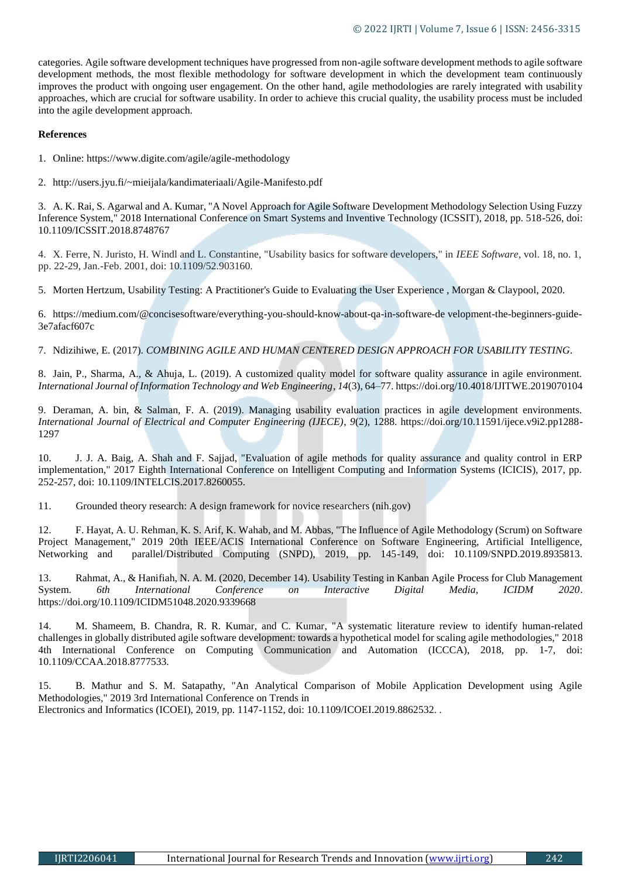categories. Agile software development techniques have progressed from non-agile software development methods to agile software development methods, the most flexible methodology for software development in which the development team continuously improves the product with ongoing user engagement. On the other hand, agile methodologies are rarely integrated with usability approaches, which are crucial for software usability. In order to achieve this crucial quality, the usability process must be included into the agile development approach.

**References**

1. Online: https://www.digite.com/agile/agile-methodology

2. http://users.jyu.fi/~mieijala/kandimateriaali/Agile-Manifesto.pdf

3. A. K. Rai, S. Agarwal and A. Kumar, "A Novel Approach for Agile Software Development Methodology Selection Using Fuzzy Inference System," 2018 International Conference on Smart Systems and Inventive Technology (ICSSIT), 2018, pp. 518-526, doi: 10.1109/ICSSIT.2018.8748767

4. X. Ferre, N. Juristo, H. Windl and L. Constantine, "Usability basics for software developers," in *IEEE Software*, vol. 18, no. 1, pp. 22-29, Jan.-Feb. 2001, doi: 10.1109/52.903160.

5. Morten Hertzum, Usability Testing: A Practitioner's Guide to Evaluating the User Experience , Morgan & Claypool, 2020.

6. https://medium.com/@concisesoftware/everything-you-should-know-about-qa-in-software-de velopment-the-beginners-guide-3e7afacf607c

7. Ndizihiwe, E. (2017). *COMBINING AGILE AND HUMAN CENTERED DESIGN APPROACH FOR USABILITY TESTING*.

8. Jain, P., Sharma, A., & Ahuja, L. (2019). A customized quality model for software quality assurance in agile environment. *International Journal of Information Technology and Web Engineering*, *14*(3), 64–77. https://doi.org/10.4018/IJITWE.2019070104

9. Deraman, A. bin, & Salman, F. A. (2019). Managing usability evaluation practices in agile development environments. *International Journal of Electrical and Computer Engineering (IJECE)*, *9*(2), 1288. https://doi.org/10.11591/ijece.v9i2.pp1288-1297

10. J. J. A. Baig, A. Shah and F. Sajjad, "Evaluation of agile methods for quality assurance and quality control in ERP implementation," 2017 Eighth International Conference on Intelligent Computing and Information Systems (ICICIS), 2017, pp. 252-257, doi: 10.1109/INTELCIS.2017.8260055.

11. Grounded theory research: A design framework for novice researchers (nih.gov)

12. F. Hayat, A. U. Rehman, K. S. Arif, K. Wahab, and M. Abbas, "The Influence of Agile Methodology (Scrum) on Software Project Management," 2019 20th IEEE/ACIS International Conference on Software Engineering, Artificial Intelligence, Networking and parallel/Distributed Computing (SNPD), 2019, pp. 145-149, doi: 10.1109/SNPD.2019.8935813.

13. Rahmat, A., & Hanifiah, N. A. M. (2020, December 14). Usability Testing in Kanban Agile Process for Club Management System. *6th International Conference on Interactive Digital Media, ICIDM 2020*. https://doi.org/10.1109/ICIDM51048.2020.9339668

14. M. Shameem, B. Chandra, R. R. Kumar, and C. Kumar, "A systematic literature review to identify human-related challenges in globally distributed agile software development: towards a hypothetical model for scaling agile methodologies," 2018 4th International Conference on Computing Communication and Automation (ICCCA), 2018, pp. 1-7, doi: 10.1109/CCAA.2018.8777533.

15. B. Mathur and S. M. Satapathy, "An Analytical Comparison of Mobile Application Development using Agile Methodologies," 2019 3rd International Conference on Trends in Electronics and Informatics (ICOEI), 2019, pp. 1147-1152, doi: 10.1109/ICOEI.2019.8862532. .